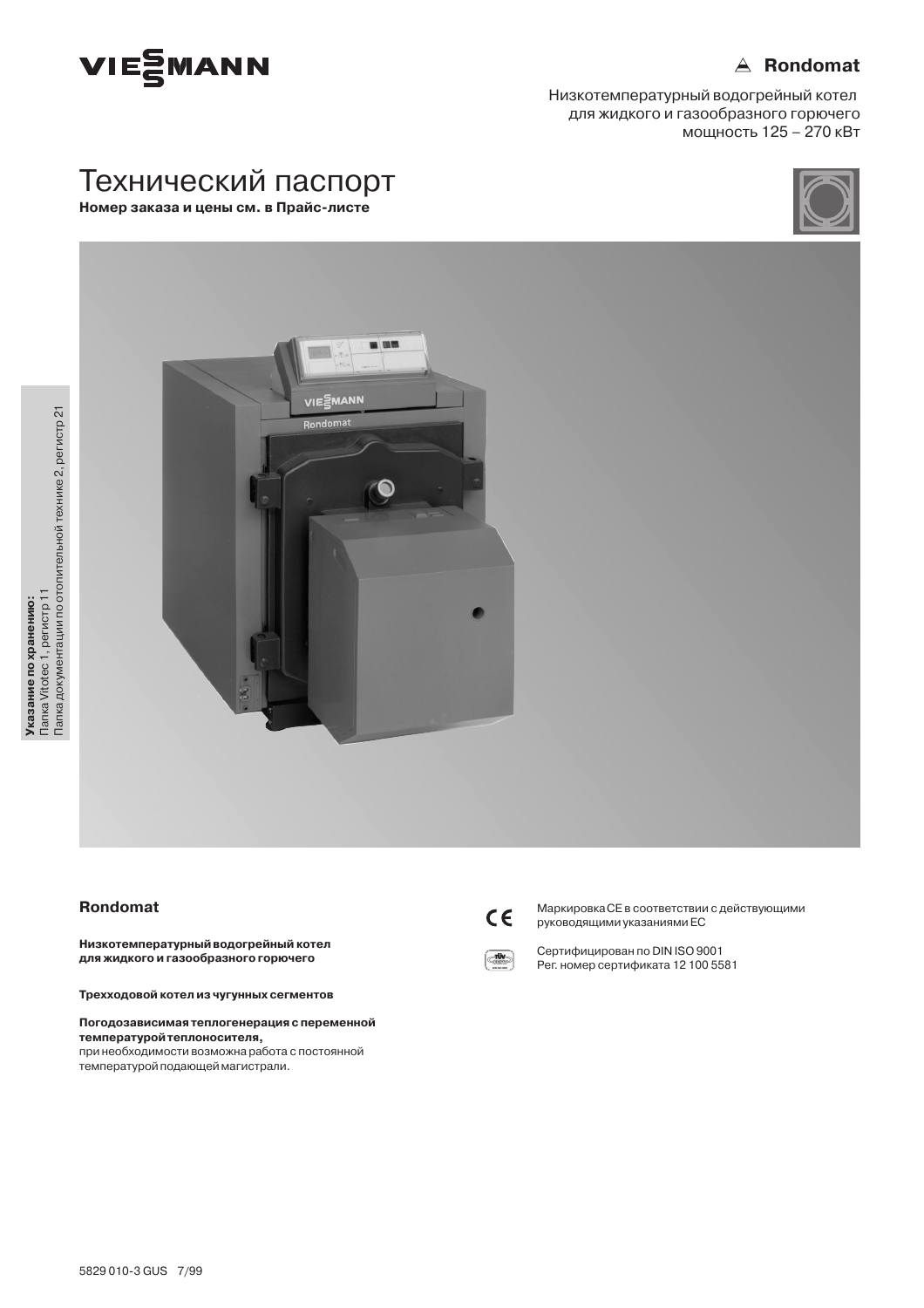VIESMANN

**Rondomat**

Низкотемпературный водогрейный котел для жидкого и газообразного горючего мощность 125 – 270 кВт

# Технический паспорт

**Номер заказа и цены см. в Прайс-листе**

**Указание по хранению:**
Папка Vitotec 1, регистр 11
Папка документации по отопительной технике 2, регистр 21

## Rondomat

**Низкотемпературный водогрейный котел для жидкого и газообразного горючего**

**Трехходовой котел из чугунных сегментов**

**Погодозависимая теплогенерация с переменной температурой теплоносителя,**
при необходимости возможна работа с постоянной температурой подающей магистрали.

Маркировка CE в соответствии с действующими руководящими указаниями ЕС

Сертифицирован по DIN ISO 9001
Рег. номер сертификата 12 100 5581

5829 010-3 GUS 7/99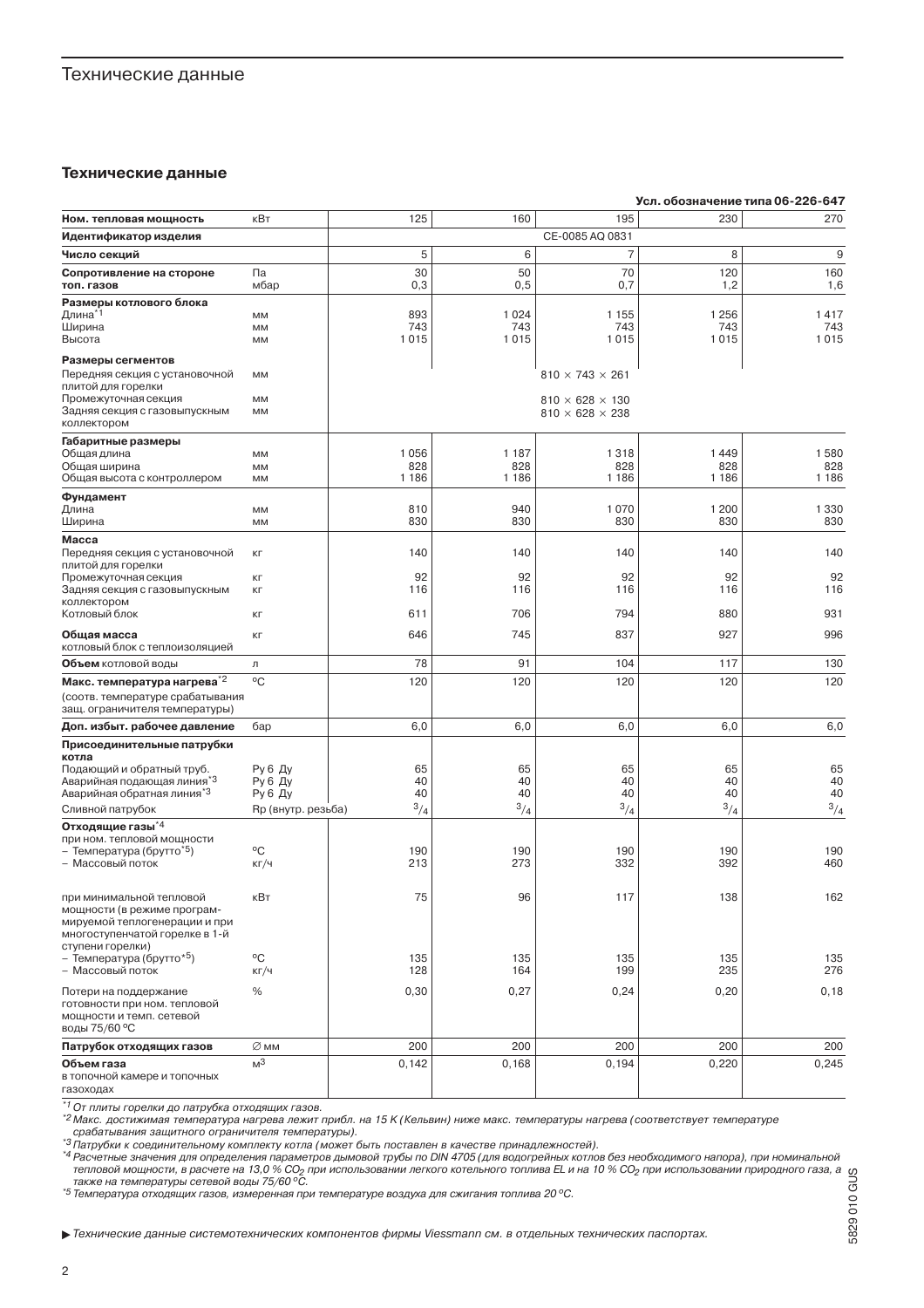# Технические данные

## Технические данные

**Усл. обозначение типа 06-226-647**

| **Ном. тепловая мощность** | кВт | 125 | 160 | 195 | 230 | 270 |
|---|---|---|---|---|---|---|
| **Идентификатор изделия** | | CE-0085 AQ 0831 | | | | |
| **Число секций** | | 5 | 6 | 7 | 8 | 9 |
| **Сопротивление на стороне топ. газов** | Па<br>мбар | 30<br>0,3 | 50<br>0,5 | 70<br>0,7 | 120<br>1,2 | 160<br>1,6 |
| **Размеры котлового блока** | | | | | | |
| Длина[*1] | мм | 893 | 1 024 | 1 155 | 1 256 | 1 417 |
| Ширина | мм | 743 | 743 | 743 | 743 | 743 |
| Высота | мм | 1 015 | 1 015 | 1 015 | 1 015 | 1 015 |
| **Размеры сегментов** | | | | | | |
| Передняя секция с установочной плитой для горелки | мм | $810 \times 743 \times 261$ | | | | |
| Промежуточная секция | мм | $810 \times 628 \times 130$ | | | | |
| Задняя секция с газовыпускным коллектором | мм | $810 \times 628 \times 238$ | | | | |
| **Габаритные размеры** | | | | | | |
| Общая длина | мм | 1 056 | 1 187 | 1 318 | 1 449 | 1 580 |
| Общая ширина | мм | 828 | 828 | 828 | 828 | 828 |
| Общая высота с контроллером | мм | 1 186 | 1 186 | 1 186 | 1 186 | 1 186 |
| **Фундамент** | | | | | | |
| Длина | мм | 810 | 940 | 1 070 | 1 200 | 1 330 |
| Ширина | мм | 830 | 830 | 830 | 830 | 830 |
| **Масса** | | | | | | |
| Передняя секция с установочной плитой для горелки | кг | 140 | 140 | 140 | 140 | 140 |
| Промежуточная секция | кг | 92 | 92 | 92 | 92 | 92 |
| Задняя секция с газовыпускным коллектором | кг | 116 | 116 | 116 | 116 | 116 |
| Котловый блок | кг | 611 | 706 | 794 | 880 | 931 |
| **Общая масса** котловый блок с теплоизоляцией | кг | 646 | 745 | 837 | 927 | 996 |
| **Объем** котловой воды | л | 78 | 91 | 104 | 117 | 130 |
| **Макс. температура нагрева**[*2] (соотв. температуре срабатывания защ. ограничителя температуры) | °C | 120 | 120 | 120 | 120 | 120 |
| **Доп. избыт. рабочее давление** | бар | 6,0 | 6,0 | 6,0 | 6,0 | 6,0 |
| **Присоединительные патрубки котла** | | | | | | |
| Подающий и обратный труб. | Ру 6 Ду | 65 | 65 | 65 | 65 | 65 |
| Аварийная подающая линия[*3] | Ру 6 Ду | 40 | 40 | 40 | 40 | 40 |
| Аварийная обратная линия[*3] | Ру 6 Ду | 40 | 40 | 40 | 40 | 40 |
| Сливной патрубок | Rp (внутр. резьба) | $^3/_4$ | $^3/_4$ | $^3/_4$ | $^3/_4$ | $^3/_4$ |
| **Отходящие газы**[*4] при ном. тепловой мощности | | | | | | |
| – Температура (брутто[*5]) | °C | 190 | 190 | 190 | 190 | 190 |
| – Массовый поток | кг/ч | 213 | 273 | 332 | 392 | 460 |
| при минимальной тепловой мощности (в режиме программируемой теплогенерации и при многоступенчатой горелке в 1-й ступени горелки) | кВт | 75 | 96 | 117 | 138 | 162 |
| – Температура (брутто[*5]) | °C | 135 | 135 | 135 | 135 | 135 |
| – Массовый поток | кг/ч | 128 | 164 | 199 | 235 | 276 |
| Потери на поддержание готовности при ном. тепловой мощности и темп. сетевой воды 75/60 °C | % | 0,30 | 0,27 | 0,24 | 0,20 | 0,18 |
| **Патрубок отходящих газов** | ∅ мм | 200 | 200 | 200 | 200 | 200 |
| **Объем газа** в топочной камере и топочных газоходах | $м^3$ | 0,142 | 0,168 | 0,194 | 0,220 | 0,245 |

*[*1] От плиты горелки до патрубка отходящих газов.*
*[*2] Макс. достижимая температура нагрева лежит прибл. на 15 K (Кельвин) ниже макс. температуры нагрева (соответствует температуре срабатывания защитного ограничителя температуры).*
*[*3] Патрубки к соединительному комплекту котла (может быть поставлен в качестве принадлежностей).*
*[*4] Расчетные значения для определения параметров дымовой трубы по DIN 4705 (для водогрейных котлов без необходимого напора), при номинальной тепловой мощности, в расчете на 13,0 % $CO_2$ при использовании легкого котельного топлива EL и на 10 % $CO_2$ при использовании природного газа, а также на температуры сетевой воды 75/60 °C.*
*[*5] Температура отходящих газов, измеренная при температуре воздуха для сжигания топлива 20 °C.*

▶ *Технические данные системотехнических компонентов фирмы Viessmann см. в отдельных технических паспортах.*

5829 010 GUS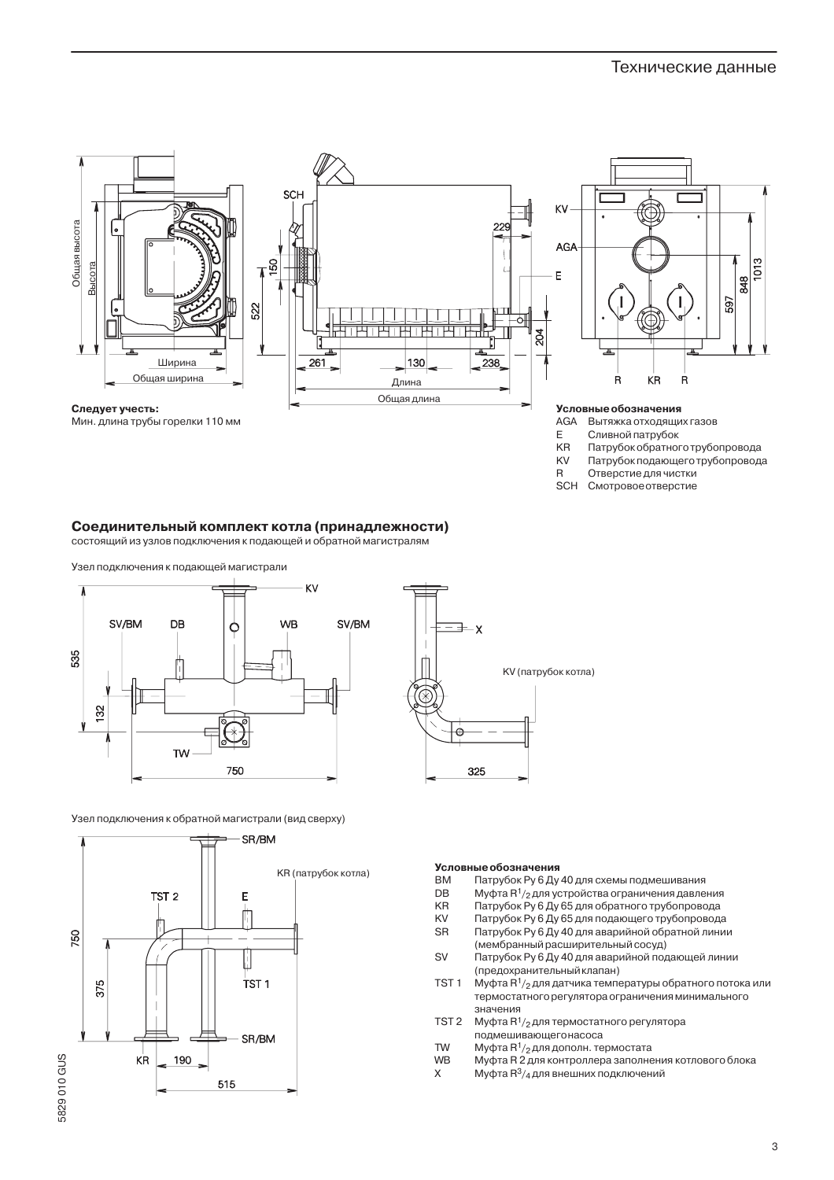## Технические данные

**Следует учесть:**
Мин. длина трубы горелки 110 мм

**Условные обозначения**

- AGA Вытяжка отходящих газов
- E Сливной патрубок
- KR Патрубок обратного трубопровода
- KV Патрубок подающего трубопровода
- R Отверстие для чистки
- SCH Смотровое отверстие

## Соединительный комплект котла (принадлежности)

состоящий из узлов подключения к подающей и обратной магистралям

Узел подключения к подающей магистрали

Узел подключения к обратной магистрали (вид сверху)

**Условные обозначения**

- BM Патрубок Py 6 Ду 40 для схемы подмешивания
- DB Муфта R1/2 для устройства ограничения давления
- KR Патрубок Py 6 Ду 65 для обратного трубопровода
- KV Патрубок Py 6 Ду 65 для подающего трубопровода
- SR Патрубок Py 6 Ду 40 для аварийной обратной линии (мембранный расширительный сосуд)
- SV Патрубок Py 6 Ду 40 для аварийной подающей линии (предохранительный клапан)
- TST 1 Муфта R1/2 для датчика температуры обратного потока или термостатного регулятора ограничения минимального значения
- TST 2 Муфта R1/2 для термостатного регулятора подмешивающего насоса
- TW Муфта R1/2 для дополн. термостата
- WB Муфта R 2 для контроллера заполнения котлового блока
- X Муфта R3/4 для внешних подключений

5829 010 GUS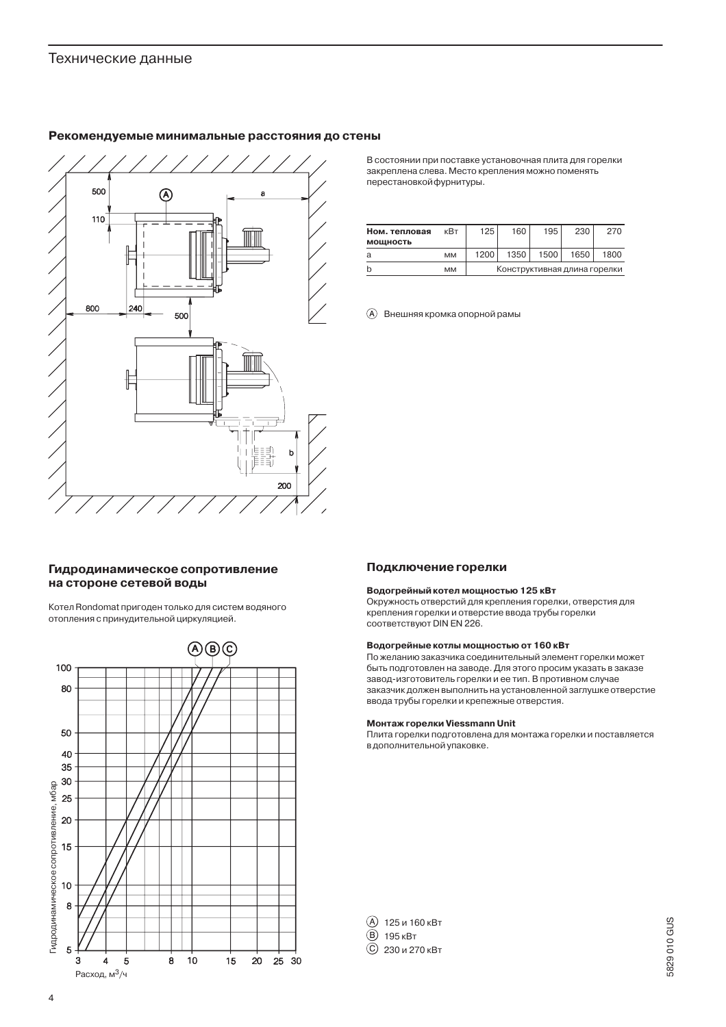# Технические данные

## Рекомендуемые минимальные расстояния до стены

В состоянии при поставке установочная плита для горелки закреплена слева. Место крепления можно поменять перестановкой фурнитуры.

| Ном. тепловая мощность | кВт | 125 | 160 | 195 | 230 | 270 |
|---|---|---|---|---|---|---|
| a | мм | 1200 | 1350 | 1500 | 1650 | 1800 |
| b | мм | Конструктивная длина горелки | | | | |

(A) Внешняя кромка опорной рамы

## Гидродинамическое сопротивление на стороне сетевой воды

Котел Rondomat пригоден только для систем водяного отопления с принудительной циркуляцией.

(A) 125 и 160 кВт
(B) 195 кВт
(C) 230 и 270 кВт

## Подключение горелки

**Водогрейный котел мощностью 125 кВт**
Окружность отверстий для крепления горелки, отверстия для крепления горелки и отверстие ввода трубы горелки соответствуют DIN EN 226.

**Водогрейные котлы мощностью от 160 кВт**
По желанию заказчика соединительный элемент горелки может быть подготовлен на заводе. Для этого просим указать в заказе завод-изготовитель горелки и ее тип. В противном случае заказчик должен выполнить на установленной заглушке отверстие ввода трубы горелки и крепежные отверстия.

**Монтаж горелки Viessmann Unit**
Плита горелки подготовлена для монтажа горелки и поставляется в дополнительной упаковке.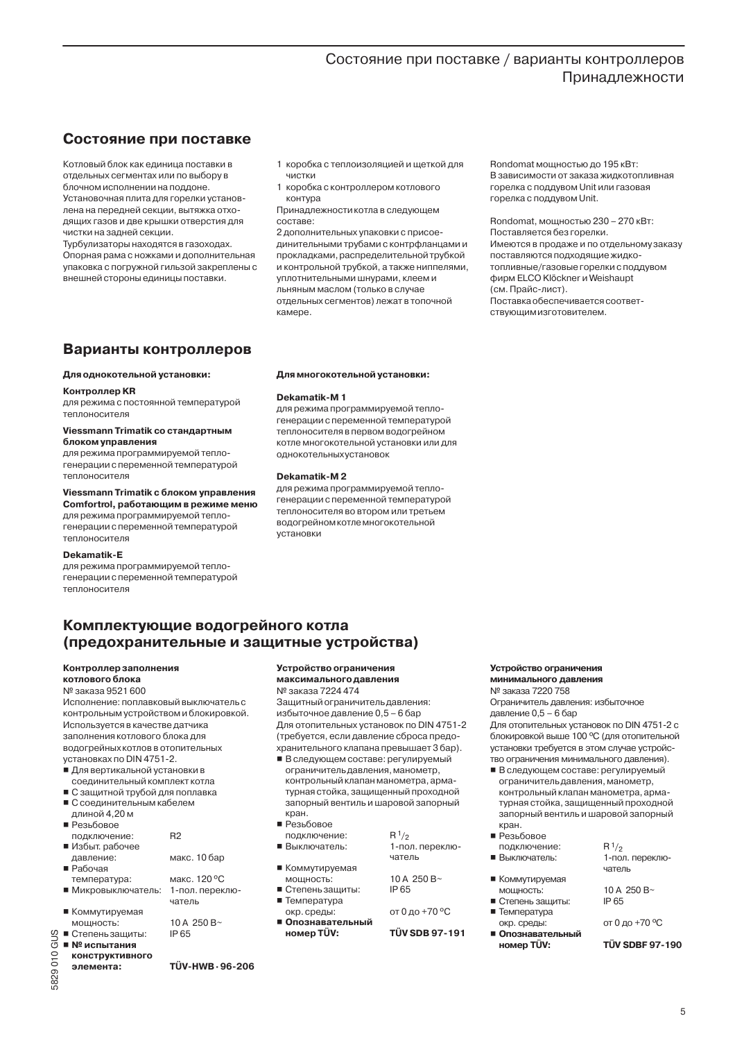## Состояние при поставке

Котловый блок как единица поставки в отдельных сегментах или по выбору в блочном исполнении на поддоне.
Установочная плита для горелки установлена на передней секции, вытяжка отходящих газов и две крышки отверстия для чистки на задней секции.
Турбулизаторы находятся в газоходах.
Опорная рама с ножками и дополнительная упаковка с погружной гильзой закреплены с внешней стороны единицы поставки.

1 коробка с теплоизоляцией и щеткой для чистки
1 коробка с контроллером котлового контура
Принадлежности котла в следующем составе:
2 дополнительных упаковки с присоединительными трубами с контрфланцами и прокладками, распределительной трубкой и контрольной трубкой, а также ниппелями, уплотнительными шнурами, клеем и льняным маслом (только в случае отдельных сегментов) лежат в топочной камере.

Rondomat мощностью до 195 кВт:
В зависимости от заказа жидкотопливная горелка с поддувом Unit или газовая горелка с поддувом Unit.

Rondomat, мощностью 230 – 270 кВт:
Поставляется без горелки.
Имеются в продаже и по отдельному заказу поставляются подходящие жидкотопливные/газовые горелки с поддувом фирм ELCO Klöckner и Weishaupt (см. Прайс-лист).
Поставка обеспечивается соответствующим изготовителем.

## Варианты контроллеров

**Для однокотельной установки:**

**Контроллер KR**
для режима с постоянной температурой теплоносителя

**Viessmann Trimatik со стандартным блоком управления**
для режима программируемой теплогенерации с переменной температурой теплоносителя

**Viessmann Trimatik с блоком управления Comfortrol, работающим в режиме меню**
для режима программируемой теплогенерации с переменной температурой теплоносителя

**Dekamatik-E**
для режима программируемой теплогенерации с переменной температурой теплоносителя

**Для многокотельной установки:**

**Dekamatik-M 1**
для режима программируемой теплогенерации с переменной температурой теплоносителя в первом водогрейном котле многокотельной установки или для однокотельных установок

**Dekamatik-M 2**
для режима программируемой теплогенерации с переменной температурой теплоносителя во втором или третьем водогрейном котле многокотельной установки

## Комплектующие водогрейного котла (предохранительные и защитные устройства)

**Контроллер заполнения котлового блока**
№ заказа 9521 600
Исполнение: поплавковый выключатель с контрольным устройством и блокировкой.
Используется в качестве датчика заполнения котлового блока для водогрейных котлов в отопительных установках по DIN 4751-2.
- Для вертикальной установки в соединительный комплект котла
- С защитной трубой для поплавка
- С соединительным кабелем длиной 4,20 м
- Резьбовое подключение: R2
- Избыт. рабочее давление: макс. 10 бар
- Рабочая температура: макс. 120 ºC
- Микровыключатель: 1-пол. переключатель
- Коммутируемая мощность: 10 A 250 B~
- Степень защиты: IP 65
- **№ испытания конструктивного элемента: TÜV-HWB · 96-206**

**Устройство ограничения максимального давления**
№ заказа 7224 474
Защитный ограничитель давления: избыточное давление 0,5 – 6 бар
Для отопительных установок по DIN 4751-2 (требуется, если давление сброса предохранительного клапана превышает 3 бар).
- В следующем составе: регулируемый ограничитель давления, манометр, контрольный клапан манометра, арматурная стойка, защищенный проходной запорный вентиль и шаровой запорный кран.
- Резьбовое подключение: R $^1/_2$
- Выключатель: 1-пол. переключатель
- Коммутируемая мощность: 10 A 250 B~
- Степень защиты: IP 65
- Температура окр. среды: от 0 до +70 ºC
- **Опознавательный номер TÜV: TÜV SDB 97-191**

**Устройство ограничения минимального давления**
№ заказа 7220 758
Ограничитель давления: избыточное давление 0,5 – 6 бар
Для отопительных установок по DIN 4751-2 с блокировкой выше 100 ºC (для отопительной установки требуется в этом случае устройство ограничения минимального давления).
- В следующем составе: регулируемый ограничитель давления, манометр, контрольный клапан манометра, арматурная стойка, защищенный проходной запорный вентиль и шаровой запорный кран.
- Резьбовое подключение: R $^1/_2$
- Выключатель: 1-пол. переключатель
- Коммутируемая мощность: 10 A 250 B~
- Степень защиты: IP 65
- Температура окр. среды: от 0 до +70 ºC
- **Опознавательный номер TÜV: TÜV SDBF 97-190**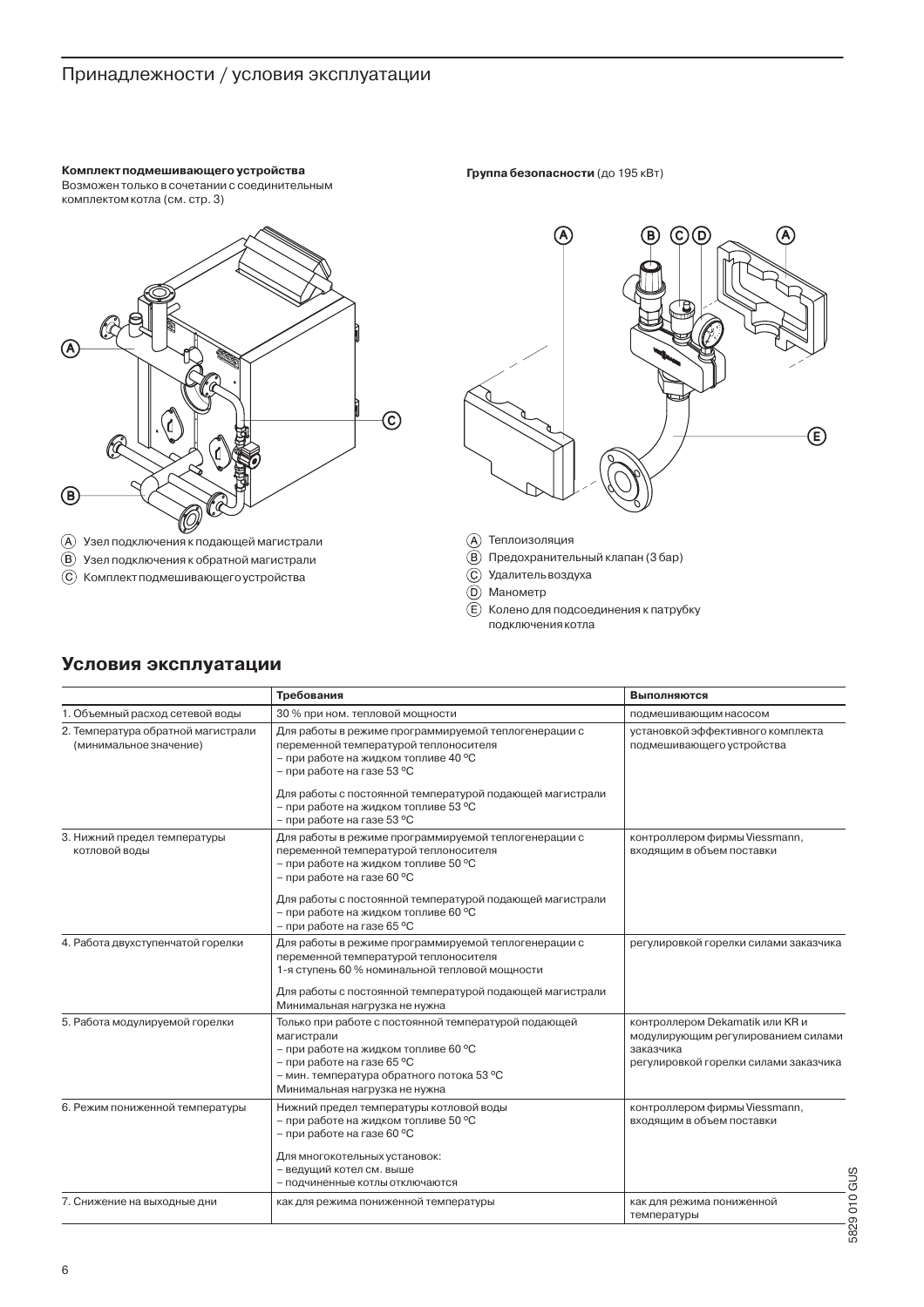# Принадлежности / условия эксплуатации

**Комплект подмешивающего устройства**
Возможен только в сочетании с соединительным комплектом котла (см. стр. 3)

Ⓐ Узел подключения к подающей магистрали
Ⓑ Узел подключения к обратной магистрали
Ⓒ Комплект подмешивающего устройства

**Группа безопасности** (до 195 кВт)

Ⓐ Теплоизоляция
Ⓑ Предохранительный клапан (3 бар)
Ⓒ Удалитель воздуха
Ⓓ Манометр
Ⓔ Колено для подсоединения к патрубку подключения котла

## Условия эксплуатации

| | Требования | Выполняются |
|---|---|---|
| 1. Объемный расход сетевой воды | 30 % при ном. тепловой мощности | подмешивающим насосом |
| 2. Температура обратной магистрали (минимальное значение) | Для работы в режиме программируемой теплогенерации с переменной температурой теплоносителя<br>– при работе на жидком топливе 40 ºC<br>– при работе на газе 53 ºC<br><br>Для работы с постоянной температурой подающей магистрали<br>– при работе на жидком топливе 53 ºC<br>– при работе на газе 53 ºC | установкой эффективного комплекта подмешивающего устройства |
| 3. Нижний предел температуры котловой воды | Для работы в режиме программируемой теплогенерации с переменной температурой теплоносителя<br>– при работе на жидком топливе 50 ºC<br>– при работе на газе 60 ºC<br><br>Для работы с постоянной температурой подающей магистрали<br>– при работе на жидком топливе 60 ºC<br>– при работе на газе 65 ºC | контроллером фирмы Viessmann, входящим в объем поставки |
| 4. Работа двухступенчатой горелки | Для работы в режиме программируемой теплогенерации с переменной температурой теплоносителя<br>1-я ступень 60 % номинальной тепловой мощности<br><br>Для работы с постоянной температурой подающей магистрали<br>Минимальная нагрузка не нужна | регулировкой горелки силами заказчика |
| 5. Работа модулируемой горелки | Только при работе с постоянной температурой подающей магистрали<br>– при работе на жидком топливе 60 ºC<br>– при работе на газе 65 ºC<br>– мин. температура обратного потока 53 ºC<br>Минимальная нагрузка не нужна | контроллером Dekamatik или KR и модулирующим регулированием силами заказчика<br>регулировкой горелки силами заказчика |
| 6. Режим пониженной температуры | Нижний предел температуры котловой воды<br>– при работе на жидком топливе 50 ºC<br>– при работе на газе 60 ºC<br><br>Для многокотельных установок:<br>– ведущий котел см. выше<br>– подчиненные котлы отключаются | контроллером фирмы Viessmann, входящим в объем поставки |
| 7. Снижение на выходные дни | как для режима пониженной температуры | как для режима пониженной температуры |

5829 010 GUS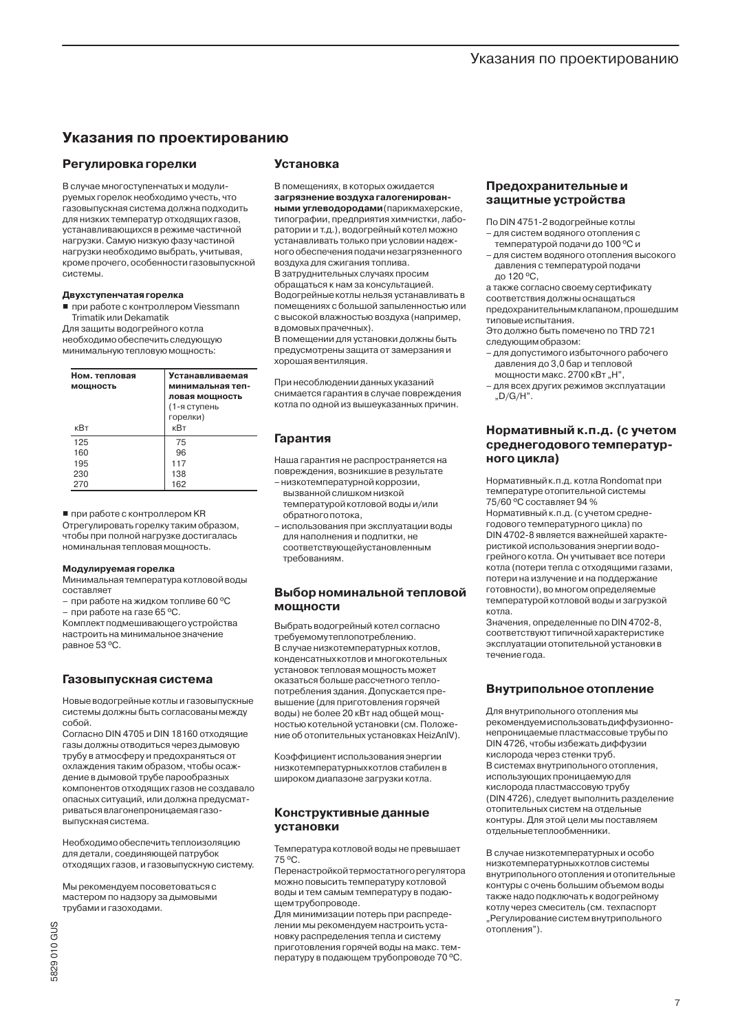# Указания по проектированию

## Регулировка горелки

В случае многоступенчатых и модулируемых горелок необходимо учесть, что газовыпускная система должна подходить для низких температур отходящих газов, устанавливающихся в режиме частичной нагрузки. Самую низкую фазу частиной нагрузки необходимо выбрать, учитывая, кроме прочего, особенности газовыпускной системы.

**Двухступенчатая горелка**

■ при работе с контроллером Viessmann Trimatik или Dekamatik

Для защиты водогрейного котла необходимо обеспечить следующую минимальную тепловую мощность:

| Ном. тепловая мощность кВт | Устанавливаемая минимальная тепловая мощность (1-я ступень горелки) кВт |
|---|---|
| 125 | 75 |
| 160 | 96 |
| 195 | 117 |
| 230 | 138 |
| 270 | 162 |

■ при работе с контроллером KR

Отрегулировать горелку таким образом, чтобы при полной нагрузке достигалась номинальная тепловая мощность.

**Модулируемая горелка**

Минимальная температура котловой воды составляет

– при работе на жидком топливе 60 ºC
– при работе на газе 65 ºC.

Комплект подмешивающего устройства настроить на минимальное значение равное 53 ºC.

## Газовыпускная система

Новые водогрейные котлы и газовыпускные системы должны быть согласованы между собой.

Согласно DIN 4705 и DIN 18160 отходящие газы должны отводиться через дымовую трубу в атмосферу и предохраняться от охлаждения таким образом, чтобы осаждение в дымовой трубе парообразных компонентов отходящих газов не создавало опасных ситуаций, или должна предусматриваться влагонепроницаемая газовыпускная система.

Необходимо обеспечить теплоизоляцию для детали, соединяющей патрубок отходящих газов, и газовыпускную систему.

Мы рекомендуем посоветоваться с мастером по надзору за дымовыми трубами и газоходами.

## Установка

В помещениях, в которых ожидается **загрязнение воздуха галогенированными углеводородами** (парикмахерские, типографии, предприятия химчистки, лаборатории и т.д.), водогрейный котел можно устанавливать только при условии надежного обеспечения подачи незагрязненного воздуха для сжигания топлива.

В затруднительных случаях просим обращаться к нам за консультацией.

Водогрейные котлы нельзя устанавливать в помещениях с большой запыленностью или с высокой влажностью воздуха (например, в домовых прачечных).

В помещении для установки должны быть предусмотрены защита от замерзания и хорошая вентиляция.

При несоблюдении данных указаний снимается гарантия в случае повреждения котла по одной из вышеуказанных причин.

## Гарантия

Наша гарантия не распространяется на повреждения, возникшие в результате

– низкотемпературной коррозии, вызванной слишком низкой температурой котловой воды и/или обратного потока,
– использования при эксплуатации воды для наполнения и подпитки, не соответствующейустановленным требованиям.

## Выбор номинальной тепловой мощности

Выбрать водогрейный котел согласно требуемомутеплопотреблению.

В случае низкотемпературных котлов, конденсатных котлов и многокотельных установок тепловая мощность может оказаться больше рассчетного теплопотребления здания. Допускается превышение (для приготовления горячей воды) не более 20 кВт над общей мощностью котельной установки (см. Положение об отопительных установках HeizAnlV).

Коэффициент использования энергии низкотемпературныхкотлов стабилен в широком диапазоне загрузки котла.

## Конструктивные данные установки

Температура котловой воды не превышает 75 ºC.

Перенастройкойтермостатного регулятора можно повысить температуру котловой воды и тем самым температуру в подающем трубопроводе.

Для минимизации потерь при распределении мы рекомендуем настроить установку распределения тепла и систему приготовления горячей воды на макс. температуру в подающем трубопроводе 70 ºC.

## Предохранительные и защитные устройства

По DIN 4751-2 водогрейные котлы

– для систем водяного отопления с температурой подачи до 100 ºC и
– для систем водяного отопления высокого давления с температурой подачи до 120 ºC,

а также согласно своему сертификату соответствия должны оснащаться предохранительным клапаном, прошедшим типовые испытания.

Это должно быть помечено по TRD 721 следующим образом:

– для допустимого избыточного рабочего давления до 3,0 бар и тепловой мощности макс. 2700 кВт „H",
– для всех других режимов эксплуатации „D/G/H".

## Нормативный к.п.д. (с учетом среднегодового температурного цикла)

Нормативный к.п.д. котла Rondomat при температуре отопительной системы 75/60 ºC составляет 94 %

Нормативный к.п.д. (с учетом среднегодового температурного цикла) по DIN 4702-8 является важнейшей характеристикой использования энергии водогрейного котла. Он учитывает все потери котла (потери тепла с отходящими газами, потери на излучение и на поддержание готовности), во многом определяемые температурой котловой воды и загрузкой котла.

Значения, определенные по DIN 4702-8, соответствуют типичной характеристике эксплуатации отопительной установки в течение года.

## Внутрипольное отопление

Для внутрипольного отопления мы рекомендуем использоватьдиффузионнонепроницаемые пластмассовые трубы по DIN 4726, чтобы избежать диффузии кислорода через стенки труб.

В системах внутрипольного отопления, использующих проницаемую для кислорода пластмассовую трубу (DIN 4726), следует выполнить разделение отопительных систем на отдельные контуры. Для этой цели мы поставляем отдельныетеплообменники.

В случае низкотемпературных и особо низкотемпературныхкотлов системы внутрипольного отопления и отопительные контуры с очень большим объемом воды также надо подключать к водогрейному котлу через смеситель (см. техпаспорт „Регулирование систем внутрипольного отопления").

5829 010 GUS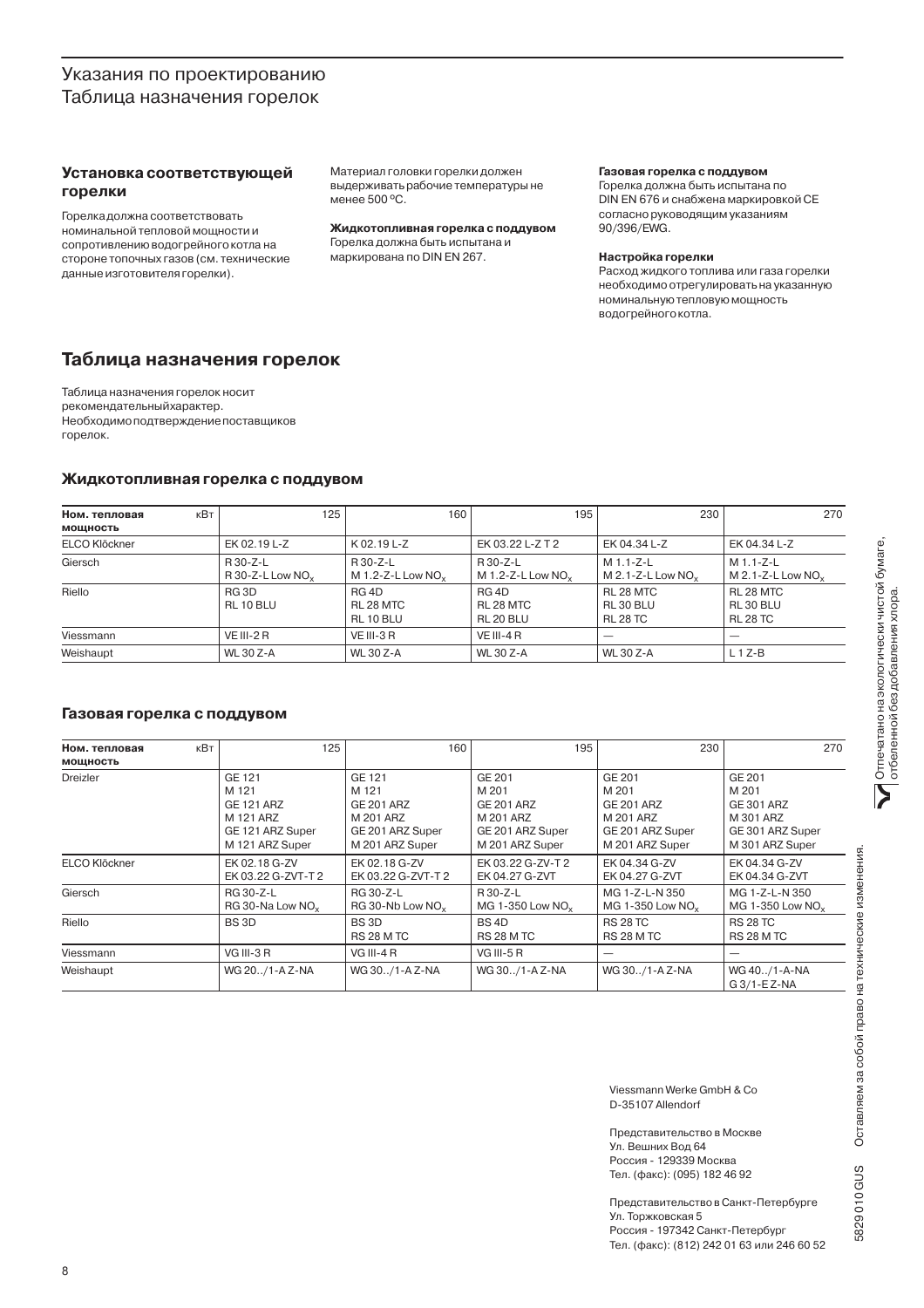# Указания по проектированию
# Таблица назначения горелок

### Установка соответствующей горелки

Горелка должна соответствовать номинальной тепловой мощности и сопротивлению водогрейного котла на стороне топочных газов (см. технические данные изготовителя горелки).

Материал головки горелки должен выдерживать рабочие температуры не менее 500 ºC.

**Жидкотопливная горелка с поддувом**
Горелка должна быть испытана и маркирована по DIN EN 267.

**Газовая горелка с поддувом**
Горелка должна быть испытана по DIN EN 676 и снабжена маркировкой CE согласно руководящим указаниям 90/396/EWG.

**Настройка горелки**
Расход жидкого топлива или газа горелки необходимо отрегулировать на указанную номинальную тепловую мощность водогрейного котла.

## Таблица назначения горелок

Таблица назначения горелок носит рекомендательныйхарактер. Необходимоподтверждениепоставщиков горелок.

### Жидкотопливная горелка с поддувом

| Ном. тепловая мощность кВт | 125 | 160 | 195 | 230 | 270 |
|---|---|---|---|---|---|
| ELCO Klöckner | EK 02.19 L-Z | K 02.19 L-Z | EK 03.22 L-Z T 2 | EK 04.34 L-Z | EK 04.34 L-Z |
| Giersch | R 30-Z-L<br>R 30-Z-L Low $NO_x$ | R 30-Z-L<br>M 1.2-Z-L Low $NO_x$ | R 30-Z-L<br>M 1.2-Z-L Low $NO_x$ | M 1.1-Z-L<br>M 2.1-Z-L Low $NO_x$ | M 1.1-Z-L<br>M 2.1-Z-L Low $NO_x$ |
| Riello | RG 3D<br>RL 10 BLU | RG 4D<br>RL 28 MTC<br>RL 10 BLU | RG 4D<br>RL 28 MTC<br>RL 20 BLU | RL 28 MTC<br>RL 30 BLU<br>RL 28 TC | RL 28 MTC<br>RL 30 BLU<br>RL 28 TC |
| Viessmann | VE III-2 R | VE III-3 R | VE III-4 R | — | — |
| Weishaupt | WL 30 Z-A | WL 30 Z-A | WL 30 Z-A | WL 30 Z-A | L 1 Z-B |

### Газовая горелка с поддувом

| Ном. тепловая мощность кВт | 125 | 160 | 195 | 230 | 270 |
|---|---|---|---|---|---|
| Dreizler | GE 121<br>M 121<br>GE 121 ARZ<br>M 121 ARZ<br>GE 121 ARZ Super<br>M 121 ARZ Super | GE 121<br>M 121<br>GE 201 ARZ<br>M 201 ARZ<br>GE 201 ARZ Super<br>M 201 ARZ Super | GE 201<br>M 201<br>GE 201 ARZ<br>M 201 ARZ<br>GE 201 ARZ Super<br>M 201 ARZ Super | GE 201<br>M 201<br>GE 201 ARZ<br>M 201 ARZ<br>GE 201 ARZ Super<br>M 201 ARZ Super | GE 201<br>M 201<br>GE 301 ARZ<br>M 301 ARZ<br>GE 301 ARZ Super<br>M 301 ARZ Super |
| ELCO Klöckner | EK 02.18 G-ZV<br>EK 03.22 G-ZVT-T 2 | EK 02.18 G-ZV<br>EK 03.22 G-ZVT-T 2 | EK 03.22 G-ZV-T 2<br>EK 04.27 G-ZVT | EK 04.34 G-ZV<br>EK 04.27 G-ZVT | EK 04.34 G-ZV<br>EK 04.34 G-ZVT |
| Giersch | RG 30-Z-L<br>RG 30-Na Low $NO_x$ | RG 30-Z-L<br>RG 30-Nb Low $NO_x$ | R 30-Z-L<br>MG 1-350 Low $NO_x$ | MG 1-Z-L-N 350<br>MG 1-350 Low $NO_x$ | MG 1-Z-L-N 350<br>MG 1-350 Low $NO_x$ |
| Riello | BS 3D | BS 3D<br>RS 28 M TC | BS 4D<br>RS 28 M TC | RS 28 TC<br>RS 28 M TC | RS 28 TC<br>RS 28 M TC |
| Viessmann | VG III-3 R | VG III-4 R | VG III-5 R | — | — |
| Weishaupt | WG 20../1-A Z-NA | WG 30../1-A Z-NA | WG 30../1-A Z-NA | WG 30../1-A Z-NA | WG 40../1-A-NA<br>G 3/1-E Z-NA |

Viessmann Werke GmbH & Co
D-35107 Allendorf

Представительство в Москве
Ул. Вешних Вод 64
Россия - 129339 Москва
Тел. (факс): (095) 182 46 92

Представительство в Санкт-Петербурге
Ул. Торжковская 5
Россия - 197342 Санкт-Петербург
Тел. (факс): (812) 242 01 63 или 246 60 52

Отпечатано на экологически чистой бумаге, отбеленной без добавления хлора.

5829 010 GUS Оставляем за собой право на технические изменения.